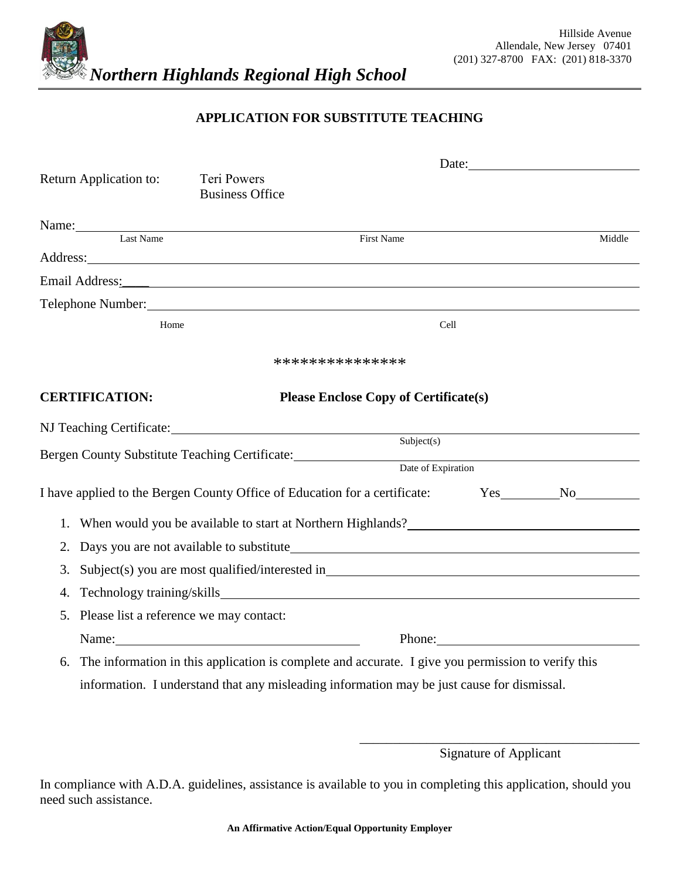# Northern Highlands Regional High School

Hillside Avenue
Allendale, New Jersey 07401
(201) 327-8700 FAX: (201) 818-3370

## APPLICATION FOR SUBSTITUTE TEACHING

Date:______________________

Return Application to: Teri Powers
Business Office

Name:_____________________________________________________________________
Last Name First Name Middle

Address:___________________________________________________________________

Email Address:______________________________________________________________

Telephone Number:___________________________________________________________
Home Cell

\*\*\*\*\*\*\*\*\*\*\*\*\*\*\*

**CERTIFICATION:** **Please Enclose Copy of Certificate(s)**

NJ Teaching Certificate:______________________________________________________
Subject(s)

Bergen County Substitute Teaching Certificate:_________________________________
Date of Expiration

I have applied to the Bergen County Office of Education for a certificate: Yes________No________

1. When would you be available to start at Northern Highlands?______________________
2. Days you are not available to substitute____________________________________
3. Subject(s) you are most qualified/interested in_______________________________
4. Technology training/skills_______________________________________________
5. Please list a reference we may contact:

   Name:_______________________________ Phone:_______________________
6. The information in this application is complete and accurate. I give you permission to verify this information. I understand that any misleading information may be just cause for dismissal.

_______________________________________
Signature of Applicant

In compliance with A.D.A. guidelines, assistance is available to you in completing this application, should you need such assistance.

**An Affirmative Action/Equal Opportunity Employer**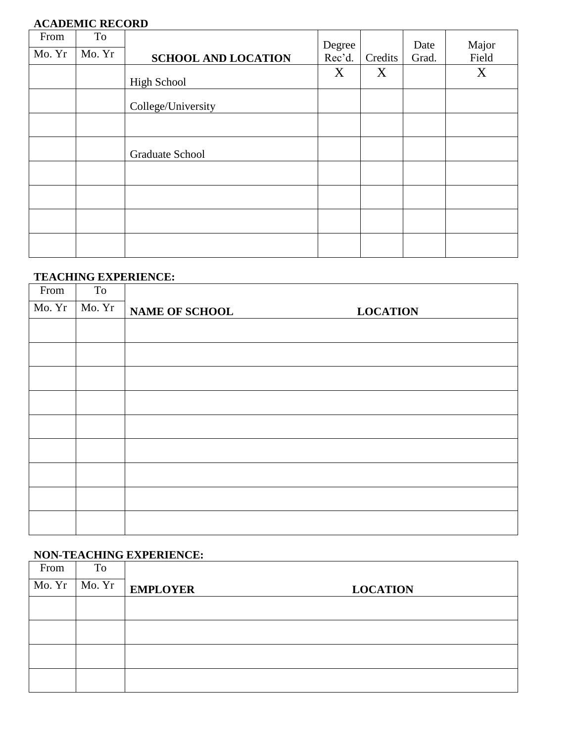**ACADEMIC RECORD**

| From | To | SCHOOL AND LOCATION | Degree Rec'd. | Credits | Date Grad. | Major Field |
|---|---|---|---|---|---|---|
| Mo. Yr | Mo. Yr | | | | | |
| | | High School | X | X | | X |
| | | College/University | | | | |
| | | | | | | |
| | | Graduate School | | | | |
| | | | | | | |
| | | | | | | |
| | | | | | | |
| | | | | | | |

**TEACHING EXPERIENCE:**

| From | To | NAME OF SCHOOL | LOCATION |
|---|---|---|---|
| Mo. Yr | Mo. Yr | | |
| | | | |
| | | | |
| | | | |
| | | | |
| | | | |
| | | | |
| | | | |
| | | | |
| | | | |

**NON-TEACHING EXPERIENCE:**

| From | To | EMPLOYER | LOCATION |
|---|---|---|---|
| Mo. Yr | Mo. Yr | | |
| | | | |
| | | | |
| | | | |
| | | | |